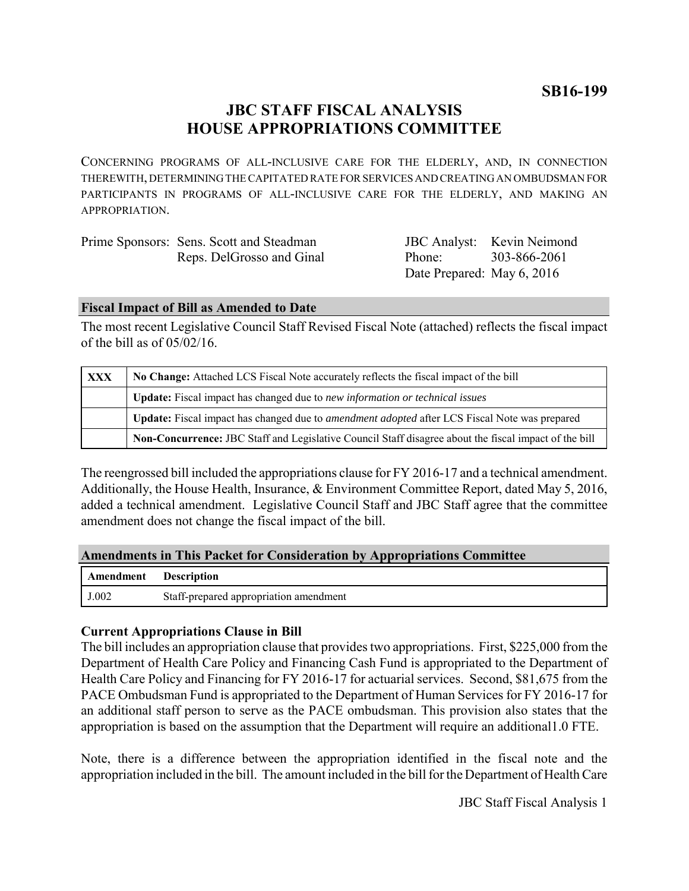**SB16-199**

# JBC STAFF FISCAL ANALYSIS
# HOUSE APPROPRIATIONS COMMITTEE

CONCERNING PROGRAMS OF ALL-INCLUSIVE CARE FOR THE ELDERLY, AND, IN CONNECTION THEREWITH, DETERMINING THE CAPITATED RATE FOR SERVICES AND CREATING AN OMBUDSMAN FOR PARTICIPANTS IN PROGRAMS OF ALL-INCLUSIVE CARE FOR THE ELDERLY, AND MAKING AN APPROPRIATION.

| | | | |
|---|---|---|---|
| Prime Sponsors: | Sens. Scott and Steadman | JBC Analyst: | Kevin Neimond |
| | Reps. DelGrosso and Ginal | Phone: | 303-866-2061 |
| | | Date Prepared: | May 6, 2016 |

## Fiscal Impact of Bill as Amended to Date

The most recent Legislative Council Staff Revised Fiscal Note (attached) reflects the fiscal impact of the bill as of 05/02/16.

| | |
|---|---|
| XXX | **No Change:** Attached LCS Fiscal Note accurately reflects the fiscal impact of the bill |
| | **Update:** Fiscal impact has changed due to *new information or technical issues* |
| | **Update:** Fiscal impact has changed due to *amendment adopted* after LCS Fiscal Note was prepared |
| | **Non-Concurrence:** JBC Staff and Legislative Council Staff disagree about the fiscal impact of the bill |

The reengrossed bill included the appropriations clause for FY 2016-17 and a technical amendment. Additionally, the House Health, Insurance, & Environment Committee Report, dated May 5, 2016, added a technical amendment. Legislative Council Staff and JBC Staff agree that the committee amendment does not change the fiscal impact of the bill.

## Amendments in This Packet for Consideration by Appropriations Committee

| Amendment | Description |
|---|---|
| J.002 | Staff-prepared appropriation amendment |

### Current Appropriations Clause in Bill

The bill includes an appropriation clause that provides two appropriations. First, $225,000 from the Department of Health Care Policy and Financing Cash Fund is appropriated to the Department of Health Care Policy and Financing for FY 2016-17 for actuarial services. Second, $81,675 from the PACE Ombudsman Fund is appropriated to the Department of Human Services for FY 2016-17 for an additional staff person to serve as the PACE ombudsman. This provision also states that the appropriation is based on the assumption that the Department will require an additional1.0 FTE.

Note, there is a difference between the appropriation identified in the fiscal note and the appropriation included in the bill. The amount included in the bill for the Department of Health Care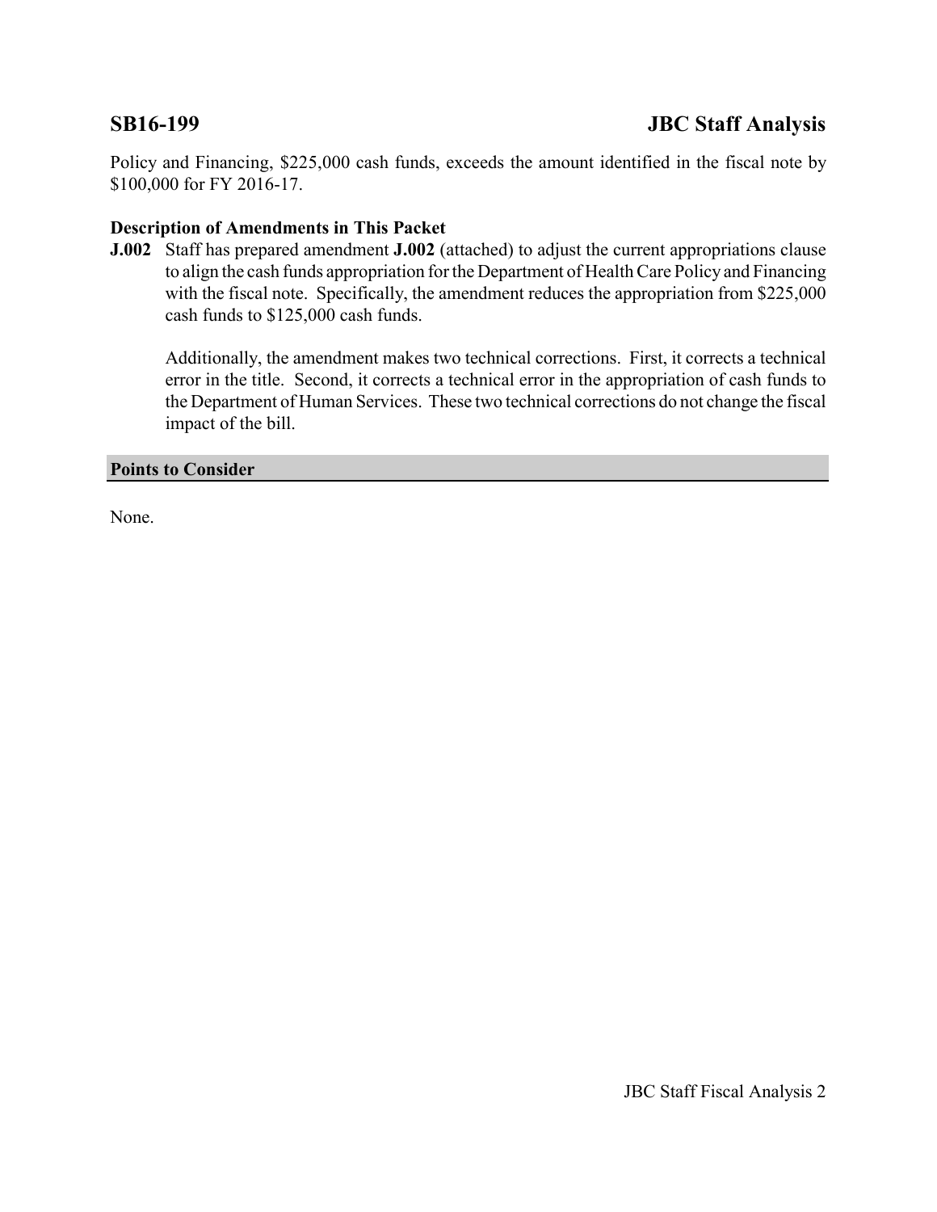Policy and Financing, $225,000 cash funds, exceeds the amount identified in the fiscal note by $100,000 for FY 2016-17.

**Description of Amendments in This Packet**

**J.002** Staff has prepared amendment **J.002** (attached) to adjust the current appropriations clause to align the cash funds appropriation for the Department of Health Care Policy and Financing with the fiscal note. Specifically, the amendment reduces the appropriation from $225,000 cash funds to $125,000 cash funds.

Additionally, the amendment makes two technical corrections. First, it corrects a technical error in the title. Second, it corrects a technical error in the appropriation of cash funds to the Department of Human Services. These two technical corrections do not change the fiscal impact of the bill.

## Points to Consider

None.